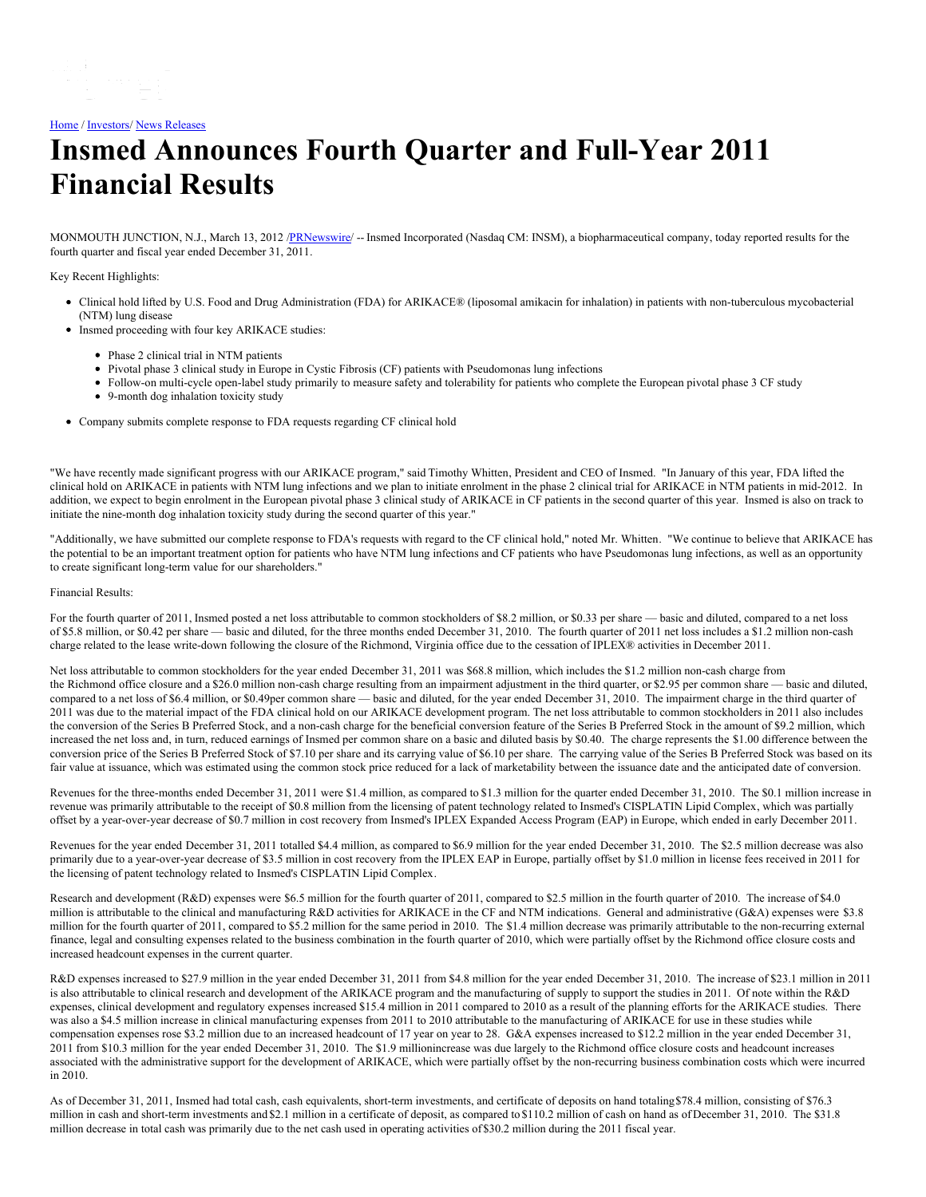Home / Investors/ News Releases

# Insmed Announces Fourth Quarter and Full-Year 2011 Financial Results

MONMOUTH JUNCTION, N.J., March 13, 2012 /PRNewswire/ -- Insmed Incorporated (Nasdaq CM: INSM), a biopharmaceutical company, today reported results for the fourth quarter and fiscal year ended December 31, 2011.

Key Recent Highlights:

- Clinical hold lifted by U.S. Food and Drug Administration (FDA) for ARIKACE® (liposomal amikacin for inhalation) in patients with non-tuberculous mycobacterial (NTM) lung disease
- Insmed proceeding with four key ARIKACE studies:
  - Phase 2 clinical trial in NTM patients
  - Pivotal phase 3 clinical study in Europe in Cystic Fibrosis (CF) patients with Pseudomonas lung infections
  - Follow-on multi-cycle open-label study primarily to measure safety and tolerability for patients who complete the European pivotal phase 3 CF study
  - 9-month dog inhalation toxicity study
- Company submits complete response to FDA requests regarding CF clinical hold

"We have recently made significant progress with our ARIKACE program," said Timothy Whitten, President and CEO of Insmed. "In January of this year, FDA lifted the clinical hold on ARIKACE in patients with NTM lung infections and we plan to initiate enrolment in the phase 2 clinical trial for ARIKACE in NTM patients in mid-2012. In addition, we expect to begin enrolment in the European pivotal phase 3 clinical study of ARIKACE in CF patients in the second quarter of this year. Insmed is also on track to initiate the nine-month dog inhalation toxicity study during the second quarter of this year."

"Additionally, we have submitted our complete response to FDA's requests with regard to the CF clinical hold," noted Mr. Whitten. "We continue to believe that ARIKACE has the potential to be an important treatment option for patients who have NTM lung infections and CF patients who have Pseudomonas lung infections, as well as an opportunity to create significant long-term value for our shareholders."

Financial Results:

For the fourth quarter of 2011, Insmed posted a net loss attributable to common stockholders of $8.2 million, or $0.33 per share — basic and diluted, compared to a net loss of $5.8 million, or $0.42 per share — basic and diluted, for the three months ended December 31, 2010. The fourth quarter of 2011 net loss includes a $1.2 million non-cash charge related to the lease write-down following the closure of the Richmond, Virginia office due to the cessation of IPLEX® activities in December 2011.

Net loss attributable to common stockholders for the year ended December 31, 2011 was $68.8 million, which includes the $1.2 million non-cash charge from the Richmond office closure and a $26.0 million non-cash charge resulting from an impairment adjustment in the third quarter, or $2.95 per common share — basic and diluted, compared to a net loss of $6.4 million, or $0.49per common share — basic and diluted, for the year ended December 31, 2010. The impairment charge in the third quarter of 2011 was due to the material impact of the FDA clinical hold on our ARIKACE development program. The net loss attributable to common stockholders in 2011 also includes the conversion of the Series B Preferred Stock, and a non-cash charge for the beneficial conversion feature of the Series B Preferred Stock in the amount of $9.2 million, which increased the net loss and, in turn, reduced earnings of Insmed per common share on a basic and diluted basis by $0.40. The charge represents the $1.00 difference between the conversion price of the Series B Preferred Stock of $7.10 per share and its carrying value of $6.10 per share. The carrying value of the Series B Preferred Stock was based on its fair value at issuance, which was estimated using the common stock price reduced for a lack of marketability between the issuance date and the anticipated date of conversion.

Revenues for the three-months ended December 31, 2011 were $1.4 million, as compared to $1.3 million for the quarter ended December 31, 2010. The $0.1 million increase in revenue was primarily attributable to the receipt of $0.8 million from the licensing of patent technology related to Insmed's CISPLATIN Lipid Complex, which was partially offset by a year-over-year decrease of $0.7 million in cost recovery from Insmed's IPLEX Expanded Access Program (EAP) in Europe, which ended in early December 2011.

Revenues for the year ended December 31, 2011 totalled $4.4 million, as compared to $6.9 million for the year ended December 31, 2010. The $2.5 million decrease was also primarily due to a year-over-year decrease of $3.5 million in cost recovery from the IPLEX EAP in Europe, partially offset by $1.0 million in license fees received in 2011 for the licensing of patent technology related to Insmed's CISPLATIN Lipid Complex.

Research and development (R&D) expenses were $6.5 million for the fourth quarter of 2011, compared to $2.5 million in the fourth quarter of 2010. The increase of $4.0 million is attributable to the clinical and manufacturing R&D activities for ARIKACE in the CF and NTM indications. General and administrative (G&A) expenses were $3.8 million for the fourth quarter of 2011, compared to $5.2 million for the same period in 2010. The $1.4 million decrease was primarily attributable to the non-recurring external finance, legal and consulting expenses related to the business combination in the fourth quarter of 2010, which were partially offset by the Richmond office closure costs and increased headcount expenses in the current quarter.

R&D expenses increased to $27.9 million in the year ended December 31, 2011 from $4.8 million for the year ended December 31, 2010. The increase of $23.1 million in 2011 is also attributable to clinical research and development of the ARIKACE program and the manufacturing of supply to support the studies in 2011. Of note within the R&D expenses, clinical development and regulatory expenses increased $15.4 million in 2011 compared to 2010 as a result of the planning efforts for the ARIKACE studies. There was also a $4.5 million increase in clinical manufacturing expenses from 2011 to 2010 attributable to the manufacturing of ARIKACE for use in these studies while compensation expenses rose $3.2 million due to an increased headcount of 17 year on year to 28. G&A expenses increased to $12.2 million in the year ended December 31, 2011 from $10.3 million for the year ended December 31, 2010. The $1.9 millionincrease was due largely to the Richmond office closure costs and headcount increases associated with the administrative support for the development of ARIKACE, which were partially offset by the non-recurring business combination costs which were incurred in 2010.

As of December 31, 2011, Insmed had total cash, cash equivalents, short-term investments, and certificate of deposits on hand totaling $78.4 million, consisting of $76.3 million in cash and short-term investments and $2.1 million in a certificate of deposit, as compared to $110.2 million of cash on hand as of December 31, 2010. The $31.8 million decrease in total cash was primarily due to the net cash used in operating activities of $30.2 million during the 2011 fiscal year.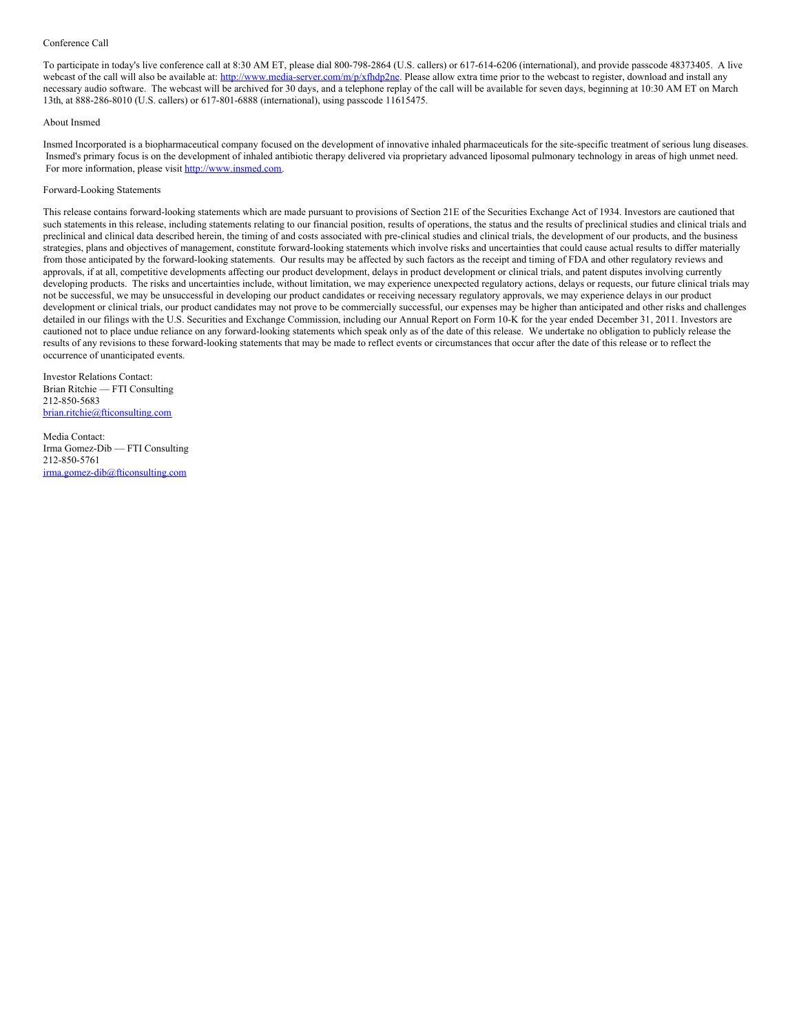Conference Call

To participate in today's live conference call at 8:30 AM ET, please dial 800-798-2864 (U.S. callers) or 617-614-6206 (international), and provide passcode 48373405. A live webcast of the call will also be available at: http://www.media-server.com/m/p/xfhdp2ne. Please allow extra time prior to the webcast to register, download and install any necessary audio software. The webcast will be archived for 30 days, and a telephone replay of the call will be available for seven days, beginning at 10:30 AM ET on March 13th, at 888-286-8010 (U.S. callers) or 617-801-6888 (international), using passcode 11615475.

About Insmed

Insmed Incorporated is a biopharmaceutical company focused on the development of innovative inhaled pharmaceuticals for the site-specific treatment of serious lung diseases. Insmed's primary focus is on the development of inhaled antibiotic therapy delivered via proprietary advanced liposomal pulmonary technology in areas of high unmet need. For more information, please visit http://www.insmed.com.

Forward-Looking Statements

This release contains forward-looking statements which are made pursuant to provisions of Section 21E of the Securities Exchange Act of 1934. Investors are cautioned that such statements in this release, including statements relating to our financial position, results of operations, the status and the results of preclinical studies and clinical trials and preclinical and clinical data described herein, the timing of and costs associated with pre-clinical studies and clinical trials, the development of our products, and the business strategies, plans and objectives of management, constitute forward-looking statements which involve risks and uncertainties that could cause actual results to differ materially from those anticipated by the forward-looking statements. Our results may be affected by such factors as the receipt and timing of FDA and other regulatory reviews and approvals, if at all, competitive developments affecting our product development, delays in product development or clinical trials, and patent disputes involving currently developing products. The risks and uncertainties include, without limitation, we may experience unexpected regulatory actions, delays or requests, our future clinical trials may not be successful, we may be unsuccessful in developing our product candidates or receiving necessary regulatory approvals, we may experience delays in our product development or clinical trials, our product candidates may not prove to be commercially successful, our expenses may be higher than anticipated and other risks and challenges detailed in our filings with the U.S. Securities and Exchange Commission, including our Annual Report on Form 10-K for the year ended December 31, 2011. Investors are cautioned not to place undue reliance on any forward-looking statements which speak only as of the date of this release. We undertake no obligation to publicly release the results of any revisions to these forward-looking statements that may be made to reflect events or circumstances that occur after the date of this release or to reflect the occurrence of unanticipated events.

Investor Relations Contact:
Brian Ritchie — FTI Consulting
212-850-5683
brian.ritchie@fticonsulting.com

Media Contact:
Irma Gomez-Dib — FTI Consulting
212-850-5761
irma.gomez-dib@fticonsulting.com